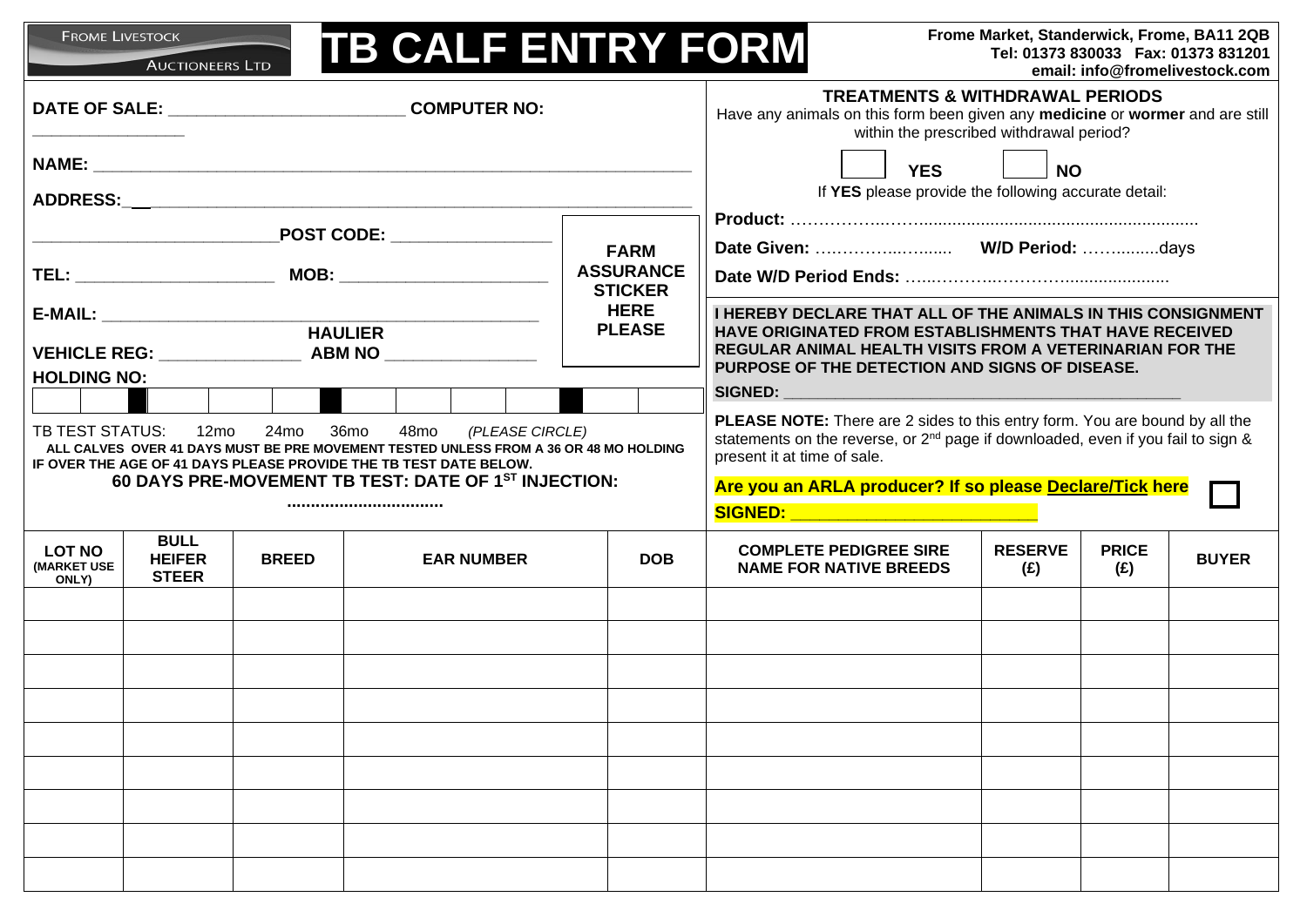FROME LIVESTOCK AUCTIONEERS LTD

# TB CALF ENTRY FORM

**Frome Market, Standerwick, Frome, BA11 2QB**
**Tel: 01373 830033 Fax: 01373 831201**
**email: info@fromelivestock.com**

**DATE OF SALE:** ________________________ **COMPUTER NO:** ________________

**NAME:** ____________________________________________________________

**ADDRESS:** __________________________________________________________

_________________________ **POST CODE:** ________________

**TEL:** ____________________ **MOB:** _____________________

**E-MAIL:** _____________________________________________

**HAULIER**

**VEHICLE REG:** ______________ **ABM NO** _______________

**HOLDING NO:**

| | | | | | | | | | | | | |
|---|---|---|---|---|---|---|---|---|---|---|---|---|

**FARM ASSURANCE STICKER HERE PLEASE**

TB TEST STATUS: 12mo 24mo 36mo 48mo *(PLEASE CIRCLE)*

**ALL CALVES OVER 41 DAYS MUST BE PRE MOVEMENT TESTED UNLESS FROM A 36 OR 48 MO HOLDING IF OVER THE AGE OF 41 DAYS PLEASE PROVIDE THE TB TEST DATE BELOW.**

**60 DAYS PRE-MOVEMENT TB TEST: DATE OF 1ST INJECTION:**

**................................**

## TREATMENTS & WITHDRAWAL PERIODS

Have any animals on this form been given any **medicine** or **wormer** and are still within the prescribed withdrawal period?

☐ **YES** ☐ **NO**

If **YES** please provide the following accurate detail:

**Product:** ..........................................................................

**Date Given:** ........................ **W/D Period:** ............days

**Date W/D Period Ends:** ..............................................

**I HEREBY DECLARE THAT ALL OF THE ANIMALS IN THIS CONSIGNMENT HAVE ORIGINATED FROM ESTABLISHMENTS THAT HAVE RECEIVED REGULAR ANIMAL HEALTH VISITS FROM A VETERINARIAN FOR THE PURPOSE OF THE DETECTION AND SIGNS OF DISEASE.**

**SIGNED:** __________________________________________

**PLEASE NOTE:** There are 2 sides to this entry form. You are bound by all the statements on the reverse, or 2nd page if downloaded, even if you fail to sign & present it at time of sale.

**Are you an ARLA producer? If so please Declare/Tick here** ☐

**SIGNED:** ________________________

| LOT NO (MARKET USE ONLY) | BULL HEIFER STEER | BREED | EAR NUMBER | DOB | COMPLETE PEDIGREE SIRE NAME FOR NATIVE BREEDS | RESERVE (£) | PRICE (£) | BUYER |
|---|---|---|---|---|---|---|---|---|
| | | | | | | | | |
| | | | | | | | | |
| | | | | | | | | |
| | | | | | | | | |
| | | | | | | | | |
| | | | | | | | | |
| | | | | | | | | |
| | | | | | | | | |
| | | | | | | | | |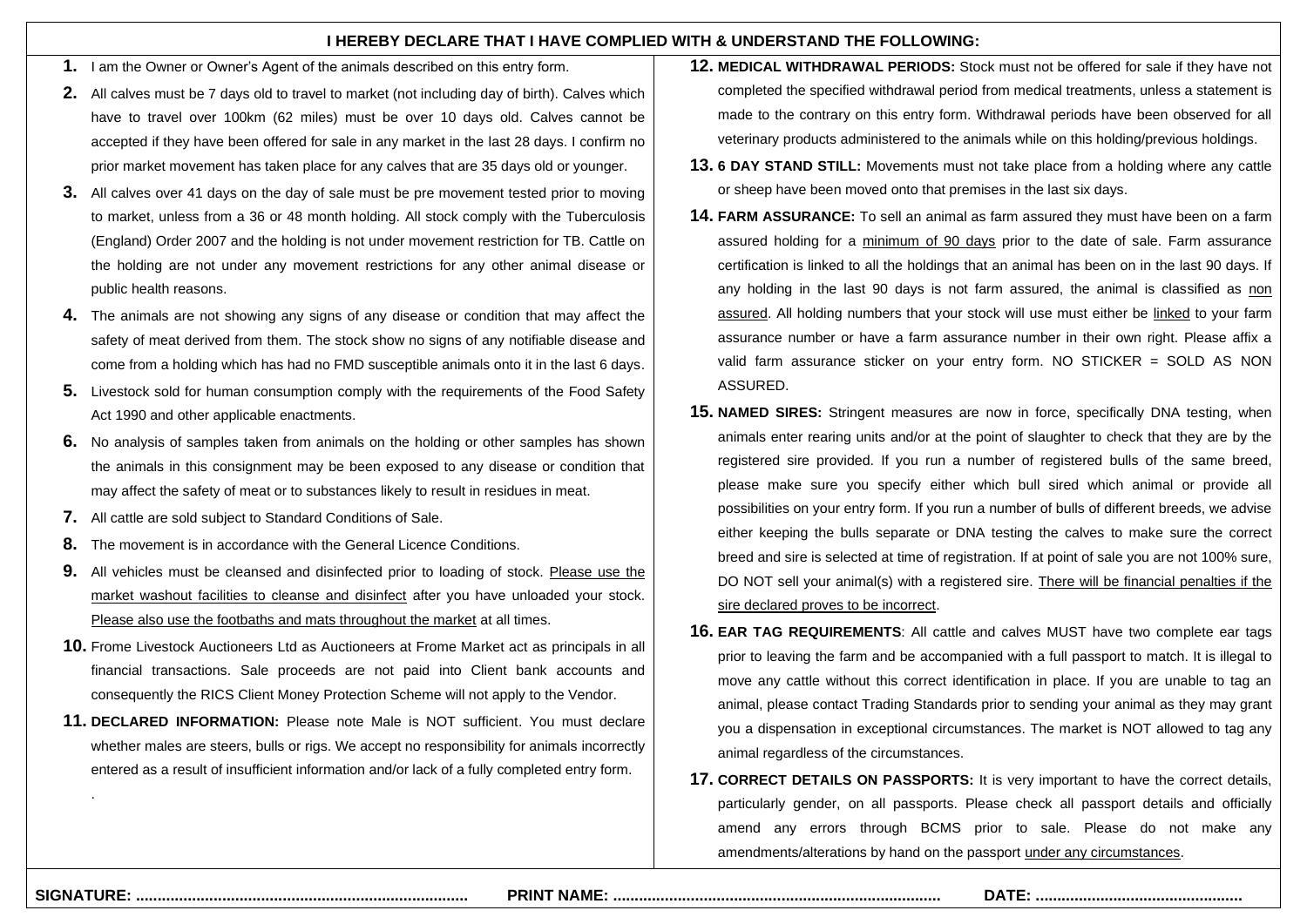**I HEREBY DECLARE THAT I HAVE COMPLIED WITH & UNDERSTAND THE FOLLOWING:**

1. I am the Owner or Owner's Agent of the animals described on this entry form.
2. All calves must be 7 days old to travel to market (not including day of birth). Calves which have to travel over 100km (62 miles) must be over 10 days old. Calves cannot be accepted if they have been offered for sale in any market in the last 28 days. I confirm no prior market movement has taken place for any calves that are 35 days old or younger.
3. All calves over 41 days on the day of sale must be pre movement tested prior to moving to market, unless from a 36 or 48 month holding. All stock comply with the Tuberculosis (England) Order 2007 and the holding is not under movement restriction for TB. Cattle on the holding are not under any movement restrictions for any other animal disease or public health reasons.
4. The animals are not showing any signs of any disease or condition that may affect the safety of meat derived from them. The stock show no signs of any notifiable disease and come from a holding which has had no FMD susceptible animals onto it in the last 6 days.
5. Livestock sold for human consumption comply with the requirements of the Food Safety Act 1990 and other applicable enactments.
6. No analysis of samples taken from animals on the holding or other samples has shown the animals in this consignment may be been exposed to any disease or condition that may affect the safety of meat or to substances likely to result in residues in meat.
7. All cattle are sold subject to Standard Conditions of Sale.
8. The movement is in accordance with the General Licence Conditions.
9. All vehicles must be cleansed and disinfected prior to loading of stock. <u>Please use the market washout facilities to cleanse and disinfect</u> after you have unloaded your stock. <u>Please also use the footbaths and mats throughout the market</u> at all times.
10. Frome Livestock Auctioneers Ltd as Auctioneers at Frome Market act as principals in all financial transactions. Sale proceeds are not paid into Client bank accounts and consequently the RICS Client Money Protection Scheme will not apply to the Vendor.
11. **DECLARED INFORMATION:** Please note Male is NOT sufficient. You must declare whether males are steers, bulls or rigs. We accept no responsibility for animals incorrectly entered as a result of insufficient information and/or lack of a fully completed entry form.
12. **MEDICAL WITHDRAWAL PERIODS:** Stock must not be offered for sale if they have not completed the specified withdrawal period from medical treatments, unless a statement is made to the contrary on this entry form. Withdrawal periods have been observed for all veterinary products administered to the animals while on this holding/previous holdings.
13. **6 DAY STAND STILL:** Movements must not take place from a holding where any cattle or sheep have been moved onto that premises in the last six days.
14. **FARM ASSURANCE:** To sell an animal as farm assured they must have been on a farm assured holding for a <u>minimum of 90 days</u> prior to the date of sale. Farm assurance certification is linked to all the holdings that an animal has been on in the last 90 days. If any holding in the last 90 days is not farm assured, the animal is classified as <u>non assured</u>. All holding numbers that your stock will use must either be <u>linked</u> to your farm assurance number or have a farm assurance number in their own right. Please affix a valid farm assurance sticker on your entry form. NO STICKER = SOLD AS NON ASSURED.
15. **NAMED SIRES:** Stringent measures are now in force, specifically DNA testing, when animals enter rearing units and/or at the point of slaughter to check that they are by the registered sire provided. If you run a number of registered bulls of the same breed, please make sure you specify either which bull sired which animal or provide all possibilities on your entry form. If you run a number of bulls of different breeds, we advise either keeping the bulls separate or DNA testing the calves to make sure the correct breed and sire is selected at time of registration. If at point of sale you are not 100% sure, DO NOT sell your animal(s) with a registered sire. <u>There will be financial penalties if the sire declared proves to be incorrect</u>.
16. **EAR TAG REQUIREMENTS**: All cattle and calves MUST have two complete ear tags prior to leaving the farm and be accompanied with a full passport to match. It is illegal to move any cattle without this correct identification in place. If you are unable to tag an animal, please contact Trading Standards prior to sending your animal as they may grant you a dispensation in exceptional circumstances. The market is NOT allowed to tag any animal regardless of the circumstances.
17. **CORRECT DETAILS ON PASSPORTS:** It is very important to have the correct details, particularly gender, on all passports. Please check all passport details and officially amend any errors through BCMS prior to sale. Please do not make any amendments/alterations by hand on the passport <u>under any circumstances</u>.

**SIGNATURE:** ............................................................................ **PRINT NAME:** ............................................................................ **DATE:** ................................................